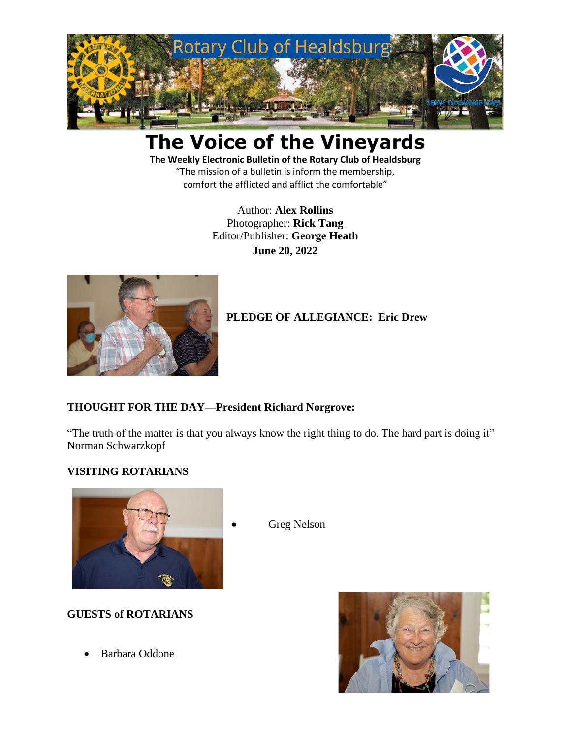# The Voice of the Vineyards

**The Weekly Electronic Bulletin of the Rotary Club of Healdsburg**

"The mission of a bulletin is inform the membership, comfort the afflicted and afflict the comfortable"

Author: **Alex Rollins**
Photographer: **Rick Tang**
Editor/Publisher: **George Heath**
**June 20, 2022**

**PLEDGE OF ALLEGIANCE: Eric Drew**

**THOUGHT FOR THE DAY—President Richard Norgrove:**

"The truth of the matter is that you always know the right thing to do. The hard part is doing it" Norman Schwarzkopf

**VISITING ROTARIANS**

- Greg Nelson

**GUESTS of ROTARIANS**

- Barbara Oddone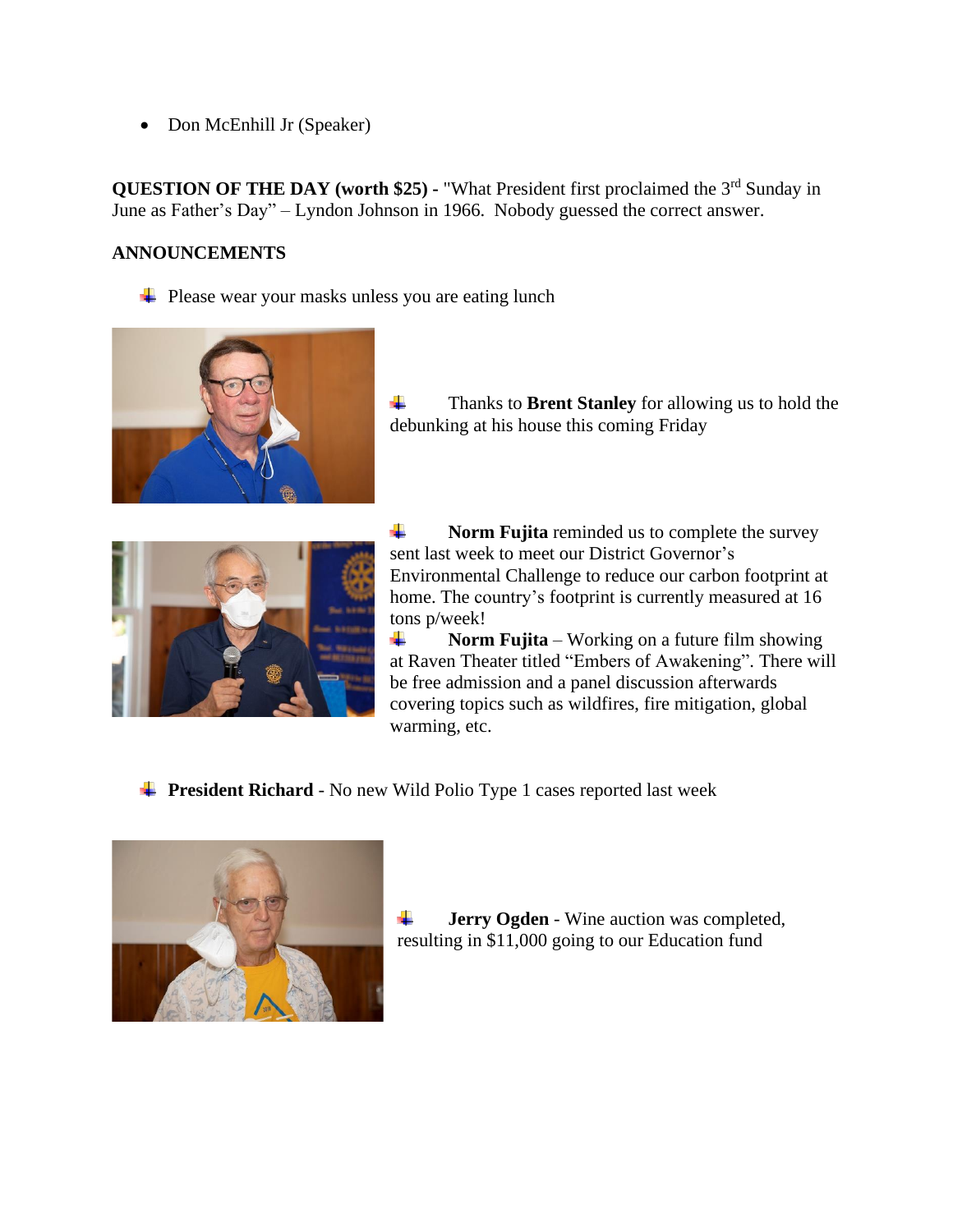- Don McEnhill Jr (Speaker)

**QUESTION OF THE DAY (worth $25) -** "What President first proclaimed the 3rd Sunday in June as Father's Day" – Lyndon Johnson in 1966. Nobody guessed the correct answer.

**ANNOUNCEMENTS**

- Please wear your masks unless you are eating lunch

- Thanks to **Brent Stanley** for allowing us to hold the debunking at his house this coming Friday

- **Norm Fujita** reminded us to complete the survey sent last week to meet our District Governor's Environmental Challenge to reduce our carbon footprint at home. The country's footprint is currently measured at 16 tons p/week!

- **Norm Fujita** – Working on a future film showing at Raven Theater titled "Embers of Awakening". There will be free admission and a panel discussion afterwards covering topics such as wildfires, fire mitigation, global warming, etc.

- **President Richard** - No new Wild Polio Type 1 cases reported last week

- **Jerry Ogden** - Wine auction was completed, resulting in $11,000 going to our Education fund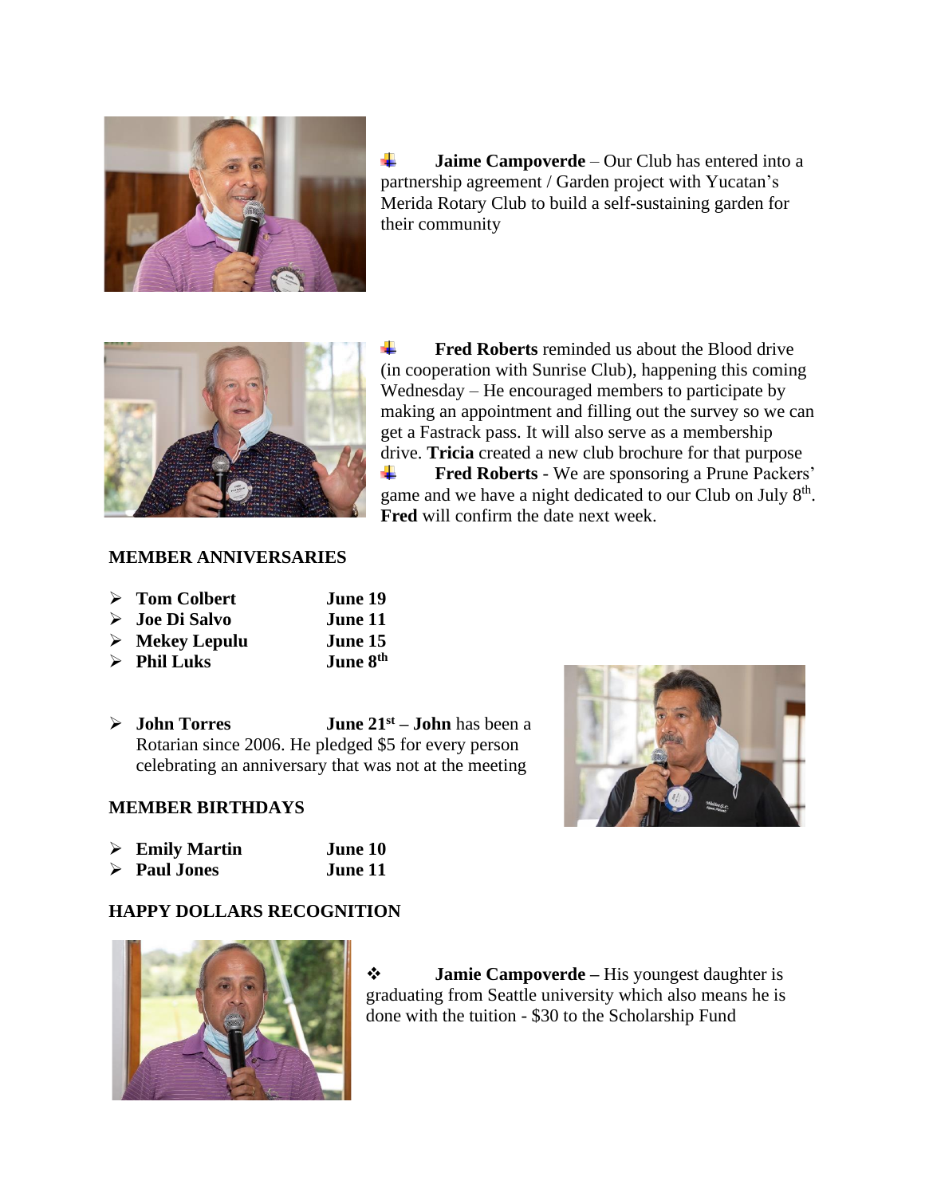- **Jaime Campoverde** – Our Club has entered into a partnership agreement / Garden project with Yucatan's Merida Rotary Club to build a self-sustaining garden for their community

- **Fred Roberts** reminded us about the Blood drive (in cooperation with Sunrise Club), happening this coming Wednesday – He encouraged members to participate by making an appointment and filling out the survey so we can get a Fastrack pass. It will also serve as a membership drive. **Tricia** created a new club brochure for that purpose
- **Fred Roberts** - We are sponsoring a Prune Packers' game and we have a night dedicated to our Club on July 8th. **Fred** will confirm the date next week.

**MEMBER ANNIVERSARIES**

- **Tom Colbert** **June 19**
- **Joe Di Salvo** **June 11**
- **Mekey Lepulu** **June 15**
- **Phil Luks** **June 8th**
- **John Torres** **June 21st – John** has been a Rotarian since 2006. He pledged $5 for every person celebrating an anniversary that was not at the meeting

**MEMBER BIRTHDAYS**

- **Emily Martin** **June 10**
- **Paul Jones** **June 11**

**HAPPY DOLLARS RECOGNITION**

- **Jamie Campoverde –** His youngest daughter is graduating from Seattle university which also means he is done with the tuition - $30 to the Scholarship Fund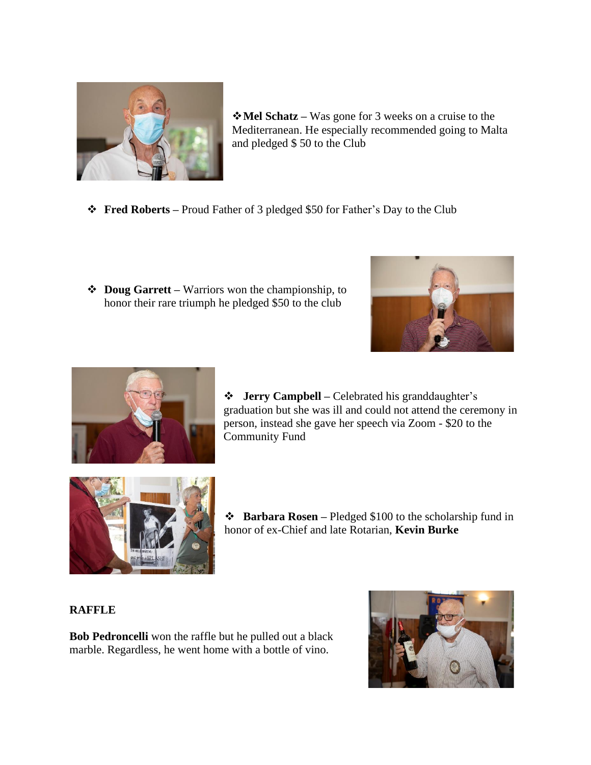- **Mel Schatz** – Was gone for 3 weeks on a cruise to the Mediterranean. He especially recommended going to Malta and pledged $ 50 to the Club

- **Fred Roberts** – Proud Father of 3 pledged $50 for Father's Day to the Club

- **Doug Garrett** – Warriors won the championship, to honor their rare triumph he pledged $50 to the club

- **Jerry Campbell** – Celebrated his granddaughter's graduation but she was ill and could not attend the ceremony in person, instead she gave her speech via Zoom - $20 to the Community Fund

- **Barbara Rosen** – Pledged $100 to the scholarship fund in honor of ex-Chief and late Rotarian, **Kevin Burke**

**RAFFLE**

**Bob Pedroncelli** won the raffle but he pulled out a black marble. Regardless, he went home with a bottle of vino.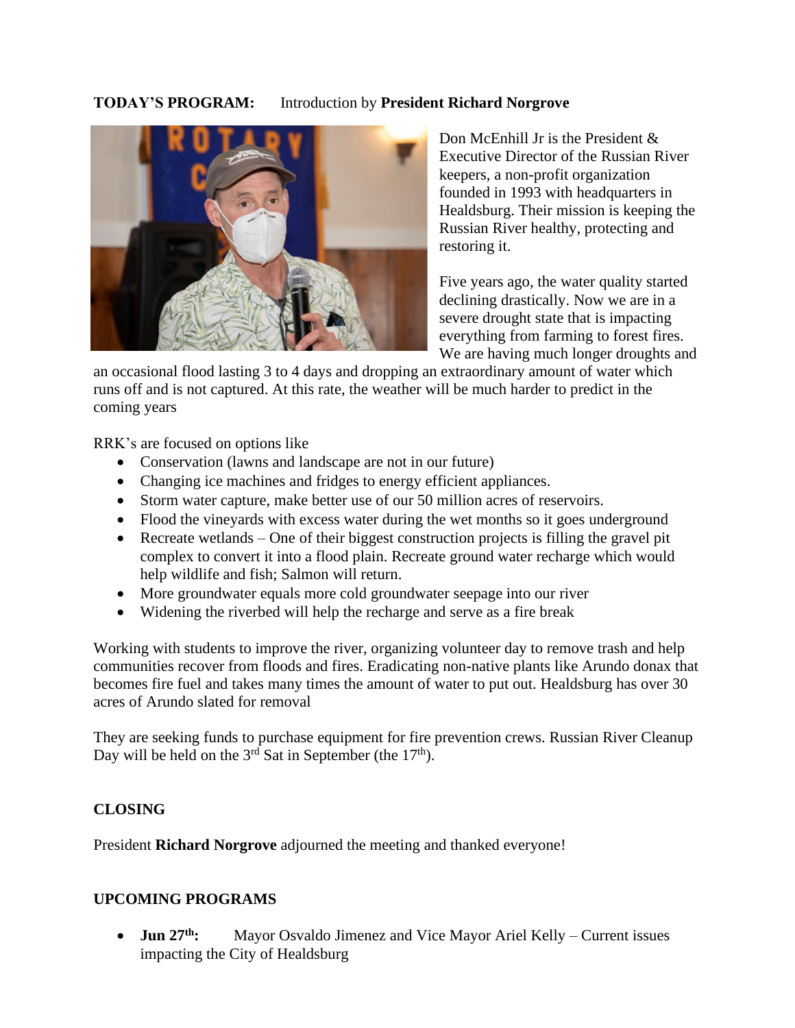**TODAY'S PROGRAM:** Introduction by **President Richard Norgrove**

Don McEnhill Jr is the President & Executive Director of the Russian River keepers, a non-profit organization founded in 1993 with headquarters in Healdsburg. Their mission is keeping the Russian River healthy, protecting and restoring it.

Five years ago, the water quality started declining drastically. Now we are in a severe drought state that is impacting everything from farming to forest fires. We are having much longer droughts and an occasional flood lasting 3 to 4 days and dropping an extraordinary amount of water which runs off and is not captured. At this rate, the weather will be much harder to predict in the coming years

RRK's are focused on options like

- Conservation (lawns and landscape are not in our future)
- Changing ice machines and fridges to energy efficient appliances.
- Storm water capture, make better use of our 50 million acres of reservoirs.
- Flood the vineyards with excess water during the wet months so it goes underground
- Recreate wetlands – One of their biggest construction projects is filling the gravel pit complex to convert it into a flood plain. Recreate ground water recharge which would help wildlife and fish; Salmon will return.
- More groundwater equals more cold groundwater seepage into our river
- Widening the riverbed will help the recharge and serve as a fire break

Working with students to improve the river, organizing volunteer day to remove trash and help communities recover from floods and fires. Eradicating non-native plants like Arundo donax that becomes fire fuel and takes many times the amount of water to put out. Healdsburg has over 30 acres of Arundo slated for removal

They are seeking funds to purchase equipment for fire prevention crews. Russian River Cleanup Day will be held on the 3rd Sat in September (the 17th).

**CLOSING**

President **Richard Norgrove** adjourned the meeting and thanked everyone!

**UPCOMING PROGRAMS**

- **Jun 27th:** Mayor Osvaldo Jimenez and Vice Mayor Ariel Kelly – Current issues impacting the City of Healdsburg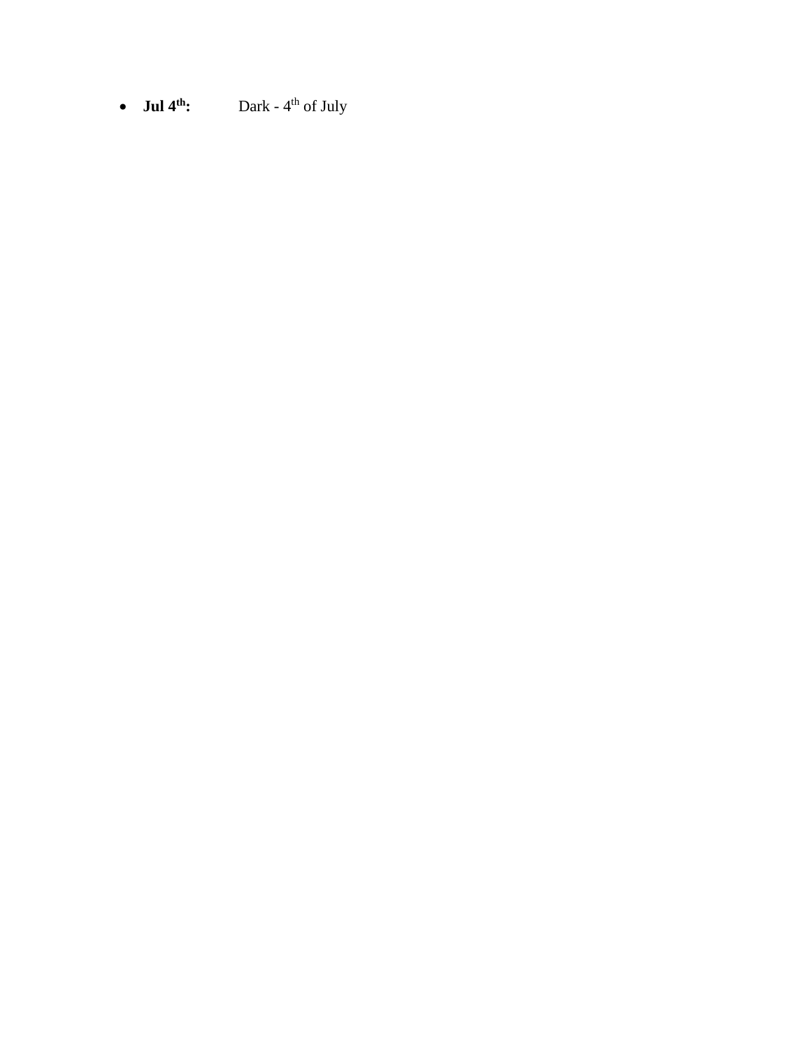- **Jul 4th:** Dark - 4th of July